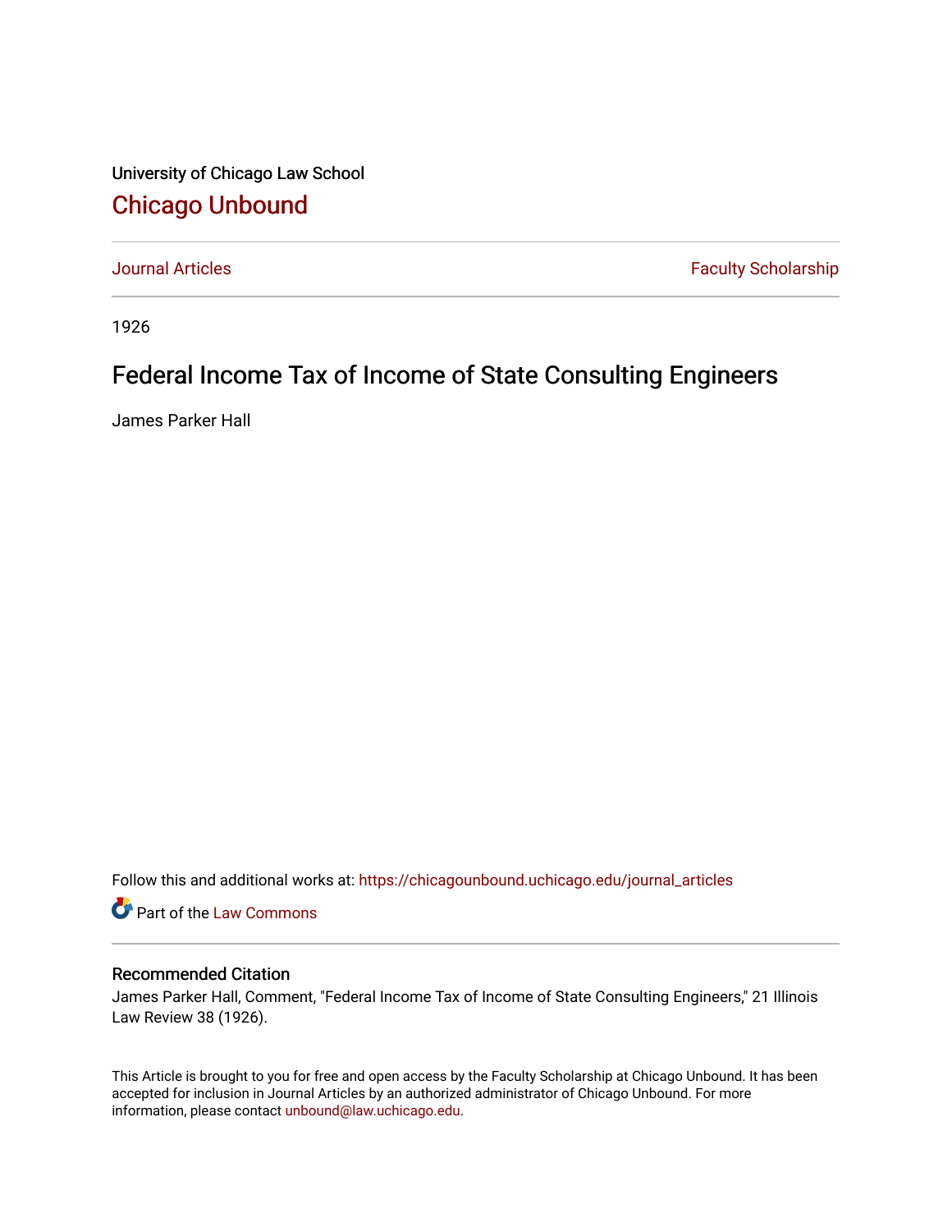University of Chicago Law School

## Chicago Unbound

Journal Articles | Faculty Scholarship

1926

# Federal Income Tax of Income of State Consulting Engineers

James Parker Hall

Follow this and additional works at: https://chicagounbound.uchicago.edu/journal_articles

Part of the Law Commons

### Recommended Citation

James Parker Hall, Comment, "Federal Income Tax of Income of State Consulting Engineers," 21 Illinois Law Review 38 (1926).

This Article is brought to you for free and open access by the Faculty Scholarship at Chicago Unbound. It has been accepted for inclusion in Journal Articles by an authorized administrator of Chicago Unbound. For more information, please contact unbound@law.uchicago.edu.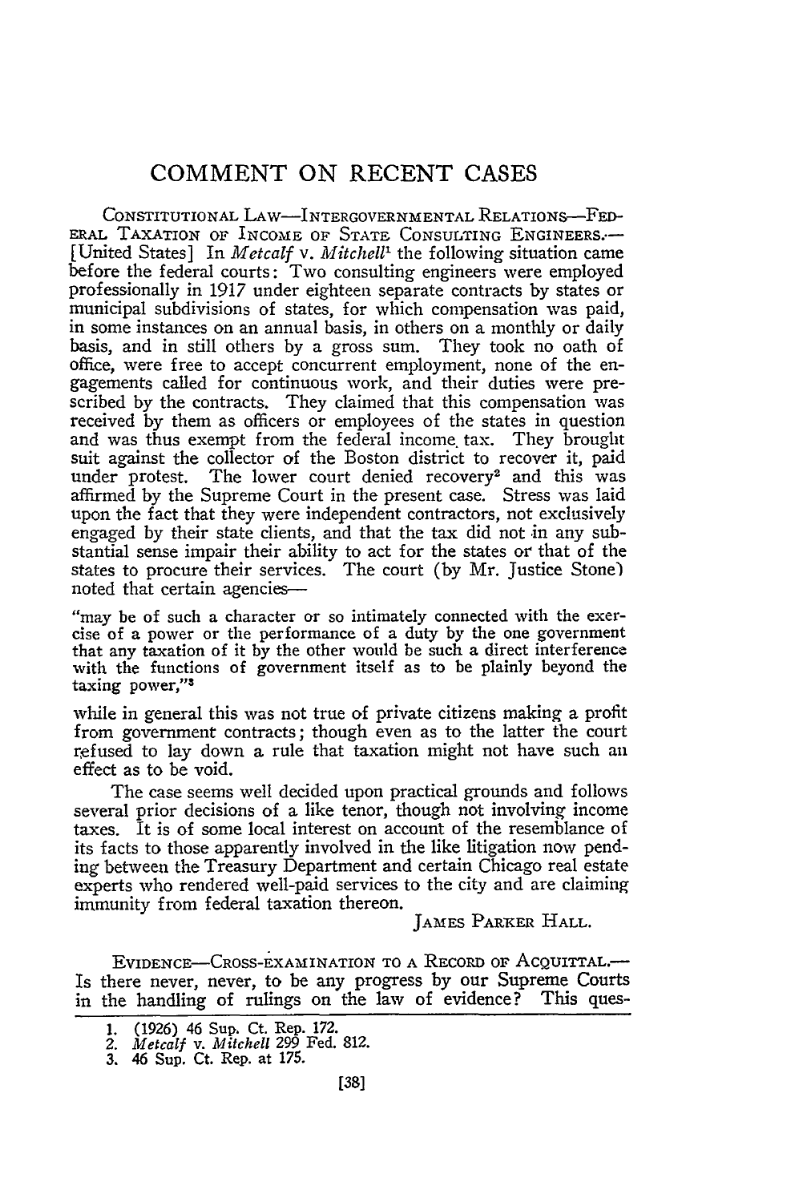# COMMENT ON RECENT CASES

CONSTITUTIONAL LAW—INTERGOVERNMENTAL RELATIONS—FEDERAL TAXATION OF INCOME OF STATE CONSULTING ENGINEERS.—[United States] In *Metcalf* v. *Mitchell*[1] the following situation came before the federal courts: Two consulting engineers were employed professionally in 1917 under eighteen separate contracts by states or municipal subdivisions of states, for which compensation was paid, in some instances on an annual basis, in others on a monthly or daily basis, and in still others by a gross sum. They took no oath of office, were free to accept concurrent employment, none of the engagements called for continuous work, and their duties were prescribed by the contracts. They claimed that this compensation was received by them as officers or employees of the states in question and was thus exempt from the federal income tax. They brought suit against the collector of the Boston district to recover it, paid under protest. The lower court denied recovery[2] and this was affirmed by the Supreme Court in the present case. Stress was laid upon the fact that they were independent contractors, not exclusively engaged by their state clients, and that the tax did not in any substantial sense impair their ability to act for the states or that of the states to procure their services. The court (by Mr. Justice Stone) noted that certain agencies—

> "may be of such a character or so intimately connected with the exercise of a power or the performance of a duty by the one government that any taxation of it by the other would be such a direct interference with the functions of government itself as to be plainly beyond the taxing power,"[3]

while in general this was not true of private citizens making a profit from government contracts; though even as to the latter the court refused to lay down a rule that taxation might not have such an effect as to be void.

The case seems well decided upon practical grounds and follows several prior decisions of a like tenor, though not involving income taxes. It is of some local interest on account of the resemblance of its facts to those apparently involved in the like litigation now pending between the Treasury Department and certain Chicago real estate experts who rendered well-paid services to the city and are claiming immunity from federal taxation thereon.

JAMES PARKER HALL.

EVIDENCE—CROSS-EXAMINATION TO A RECORD OF ACQUITTAL.—Is there never, never, to be any progress by our Supreme Courts in the handling of rulings on the law of evidence? This ques-

1. (1926) 46 Sup. Ct. Rep. 172.
2. *Metcalf* v. *Mitchell* 299 Fed. 812.
3. 46 Sup. Ct. Rep. at 175.